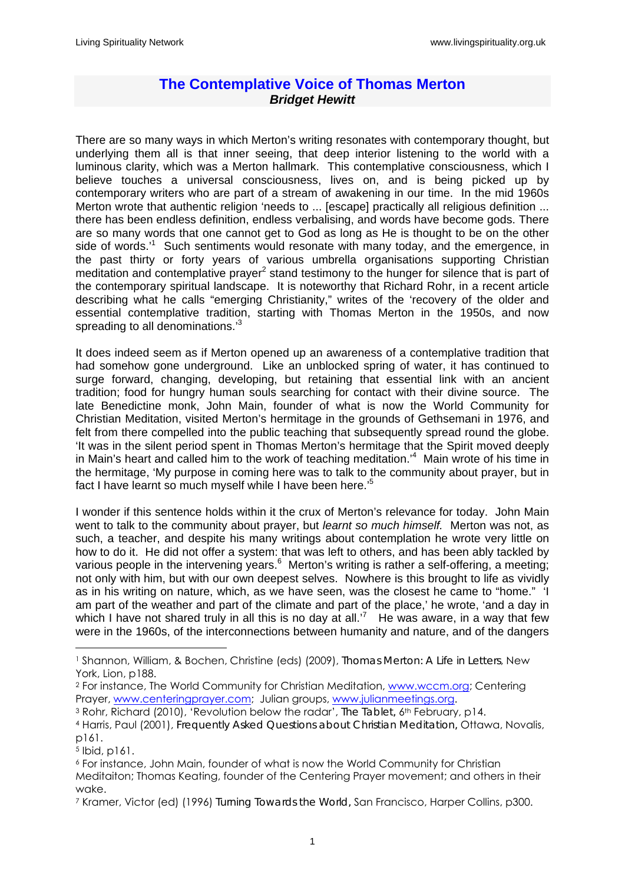# The Contemplative Voice of Thomas Merton

***Bridget Hewitt***

There are so many ways in which Merton's writing resonates with contemporary thought, but underlying them all is that inner seeing, that deep interior listening to the world with a luminous clarity, which was a Merton hallmark. This contemplative consciousness, which I believe touches a universal consciousness, lives on, and is being picked up by contemporary writers who are part of a stream of awakening in our time. In the mid 1960s Merton wrote that authentic religion 'needs to ... [escape] practically all religious definition ... there has been endless definition, endless verbalising, and words have become gods. There are so many words that one cannot get to God as long as He is thought to be on the other side of words.'[1] Such sentiments would resonate with many today, and the emergence, in the past thirty or forty years of various umbrella organisations supporting Christian meditation and contemplative prayer[2] stand testimony to the hunger for silence that is part of the contemporary spiritual landscape. It is noteworthy that Richard Rohr, in a recent article describing what he calls "emerging Christianity," writes of the 'recovery of the older and essential contemplative tradition, starting with Thomas Merton in the 1950s, and now spreading to all denominations.'[3]

It does indeed seem as if Merton opened up an awareness of a contemplative tradition that had somehow gone underground. Like an unblocked spring of water, it has continued to surge forward, changing, developing, but retaining that essential link with an ancient tradition; food for hungry human souls searching for contact with their divine source. The late Benedictine monk, John Main, founder of what is now the World Community for Christian Meditation, visited Merton's hermitage in the grounds of Gethsemani in 1976, and felt from there compelled into the public teaching that subsequently spread round the globe. 'It was in the silent period spent in Thomas Merton's hermitage that the Spirit moved deeply in Main's heart and called him to the work of teaching meditation.'[4] Main wrote of his time in the hermitage, 'My purpose in coming here was to talk to the community about prayer, but in fact I have learnt so much myself while I have been here.'[5]

I wonder if this sentence holds within it the crux of Merton's relevance for today. John Main went to talk to the community about prayer, but *learnt so much himself.* Merton was not, as such, a teacher, and despite his many writings about contemplation he wrote very little on how to do it. He did not offer a system: that was left to others, and has been ably tackled by various people in the intervening years.[6] Merton's writing is rather a self-offering, a meeting; not only with him, but with our own deepest selves. Nowhere is this brought to life as vividly as in his writing on nature, which, as we have seen, was the closest he came to "home." 'I am part of the weather and part of the climate and part of the place,' he wrote, 'and a day in which I have not shared truly in all this is no day at all.'[7] He was aware, in a way that few were in the 1960s, of the interconnections between humanity and nature, and of the dangers

---

[1] Shannon, William, & Bochen, Christine (eds) (2009), *Thomas Merton: A Life in Letters*, New York, Lion, p188.

[2] For instance, The World Community for Christian Meditation, www.wccm.org; Centering Prayer, www.centeringprayer.com; Julian groups, www.julianmeetings.org.

[3] Rohr, Richard (2010), 'Revolution below the radar', *The Tablet*, 6th February, p14.

[4] Harris, Paul (2001), *Frequently Asked Questions about Christian Meditation*, Ottawa, Novalis, p161.

[5] Ibid, p161.

[6] For instance, John Main, founder of what is now the World Community for Christian Meditaiton; Thomas Keating, founder of the Centering Prayer movement; and others in their wake.

[7] Kramer, Victor (ed) (1996) *Turning Towards the World*, San Francisco, Harper Collins, p300.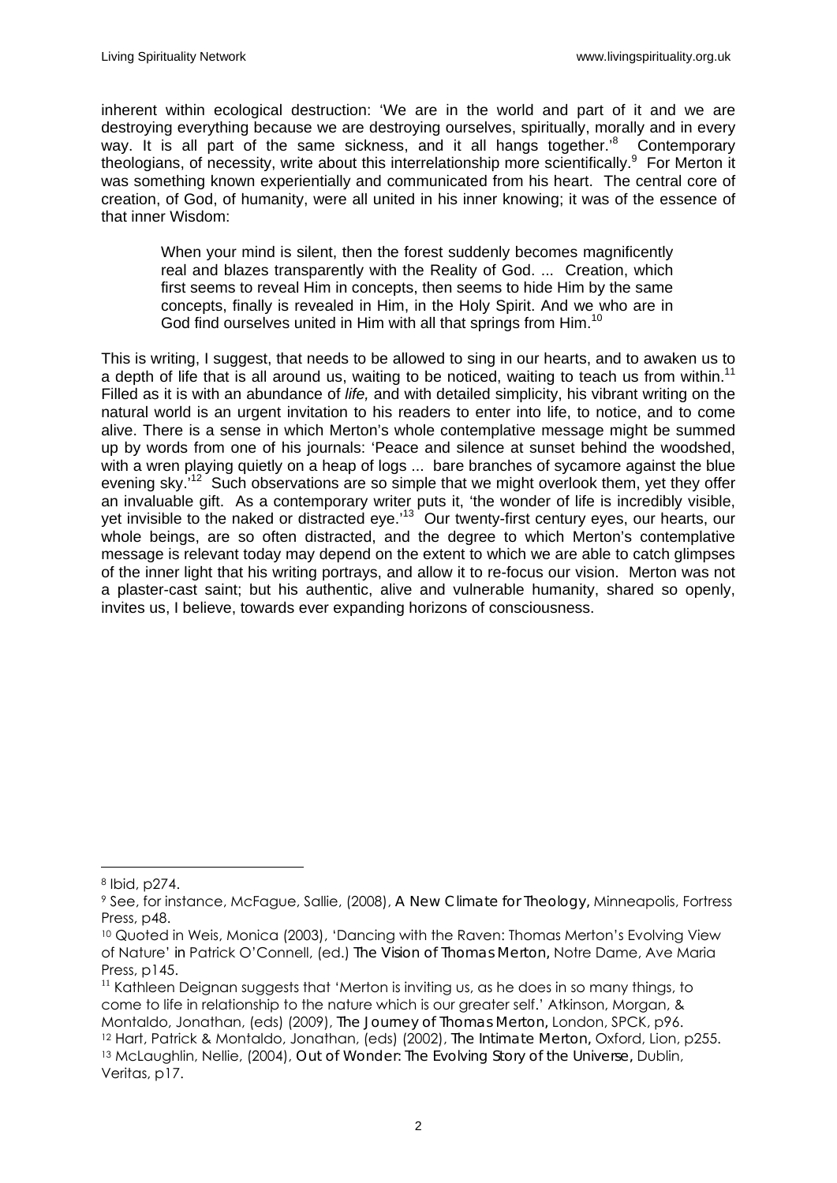inherent within ecological destruction: 'We are in the world and part of it and we are destroying everything because we are destroying ourselves, spiritually, morally and in every way. It is all part of the same sickness, and it all hangs together.'[8] Contemporary theologians, of necessity, write about this interrelationship more scientifically.[9] For Merton it was something known experientially and communicated from his heart. The central core of creation, of God, of humanity, were all united in his inner knowing; it was of the essence of that inner Wisdom:

> When your mind is silent, then the forest suddenly becomes magnificently real and blazes transparently with the Reality of God. ... Creation, which first seems to reveal Him in concepts, then seems to hide Him by the same concepts, finally is revealed in Him, in the Holy Spirit. And we who are in God find ourselves united in Him with all that springs from Him.[10]

This is writing, I suggest, that needs to be allowed to sing in our hearts, and to awaken us to a depth of life that is all around us, waiting to be noticed, waiting to teach us from within.[11] Filled as it is with an abundance of *life,* and with detailed simplicity, his vibrant writing on the natural world is an urgent invitation to his readers to enter into life, to notice, and to come alive. There is a sense in which Merton's whole contemplative message might be summed up by words from one of his journals: 'Peace and silence at sunset behind the woodshed, with a wren playing quietly on a heap of logs ... bare branches of sycamore against the blue evening sky.'[12] Such observations are so simple that we might overlook them, yet they offer an invaluable gift. As a contemporary writer puts it, 'the wonder of life is incredibly visible, yet invisible to the naked or distracted eye.'[13] Our twenty-first century eyes, our hearts, our whole beings, are so often distracted, and the degree to which Merton's contemplative message is relevant today may depend on the extent to which we are able to catch glimpses of the inner light that his writing portrays, and allow it to re-focus our vision. Merton was not a plaster-cast saint; but his authentic, alive and vulnerable humanity, shared so openly, invites us, I believe, towards ever expanding horizons of consciousness.

---

[8] Ibid, p274.

[9] See, for instance, McFague, Sallie, (2008), **A New Climate for Theology,** Minneapolis, Fortress Press, p48.

[10] Quoted in Weis, Monica (2003), 'Dancing with the Raven: Thomas Merton's Evolving View of Nature' in Patrick O'Connell, (ed.) **The Vision of Thomas Merton,** Notre Dame, Ave Maria Press, p145.

[11] Kathleen Deignan suggests that 'Merton is inviting us, as he does in so many things, to come to life in relationship to the nature which is our greater self.' Atkinson, Morgan, & Montaldo, Jonathan, (eds) (2009), **The Journey of Thomas Merton,** London, SPCK, p96.

[12] Hart, Patrick & Montaldo, Jonathan, (eds) (2002), **The Intimate Merton,** Oxford, Lion, p255.

[13] McLaughlin, Nellie, (2004), **Out of Wonder: The Evolving Story of the Universe,** Dublin, Veritas, p17.